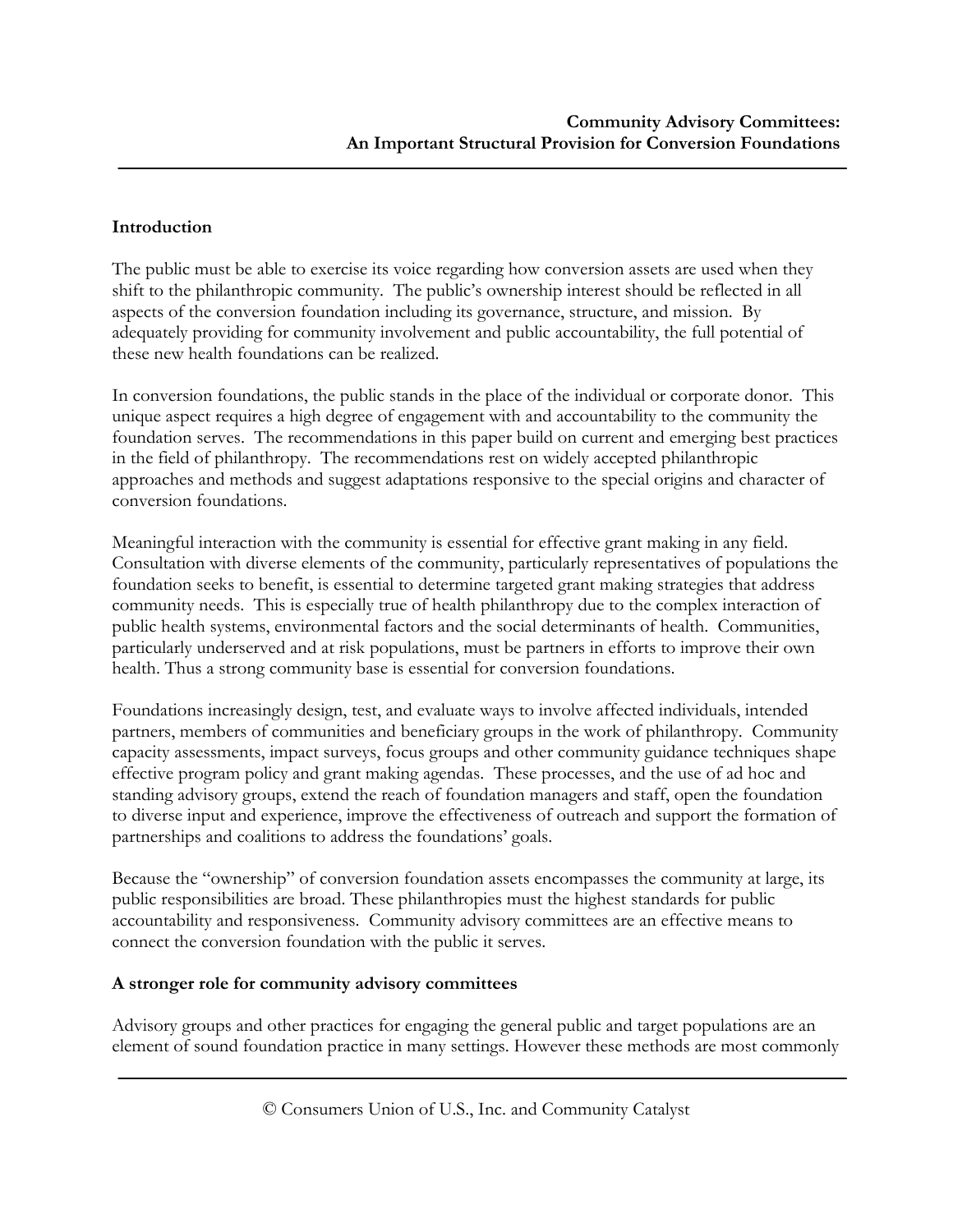**Community Advisory Committees:**
**An Important Structural Provision for Conversion Foundations**

## Introduction

The public must be able to exercise its voice regarding how conversion assets are used when they shift to the philanthropic community. The public's ownership interest should be reflected in all aspects of the conversion foundation including its governance, structure, and mission. By adequately providing for community involvement and public accountability, the full potential of these new health foundations can be realized.

In conversion foundations, the public stands in the place of the individual or corporate donor. This unique aspect requires a high degree of engagement with and accountability to the community the foundation serves. The recommendations in this paper build on current and emerging best practices in the field of philanthropy. The recommendations rest on widely accepted philanthropic approaches and methods and suggest adaptations responsive to the special origins and character of conversion foundations.

Meaningful interaction with the community is essential for effective grant making in any field. Consultation with diverse elements of the community, particularly representatives of populations the foundation seeks to benefit, is essential to determine targeted grant making strategies that address community needs. This is especially true of health philanthropy due to the complex interaction of public health systems, environmental factors and the social determinants of health. Communities, particularly underserved and at risk populations, must be partners in efforts to improve their own health. Thus a strong community base is essential for conversion foundations.

Foundations increasingly design, test, and evaluate ways to involve affected individuals, intended partners, members of communities and beneficiary groups in the work of philanthropy. Community capacity assessments, impact surveys, focus groups and other community guidance techniques shape effective program policy and grant making agendas. These processes, and the use of ad hoc and standing advisory groups, extend the reach of foundation managers and staff, open the foundation to diverse input and experience, improve the effectiveness of outreach and support the formation of partnerships and coalitions to address the foundations' goals.

Because the "ownership" of conversion foundation assets encompasses the community at large, its public responsibilities are broad. These philanthropies must the highest standards for public accountability and responsiveness. Community advisory committees are an effective means to connect the conversion foundation with the public it serves.

## A stronger role for community advisory committees

Advisory groups and other practices for engaging the general public and target populations are an element of sound foundation practice in many settings. However these methods are most commonly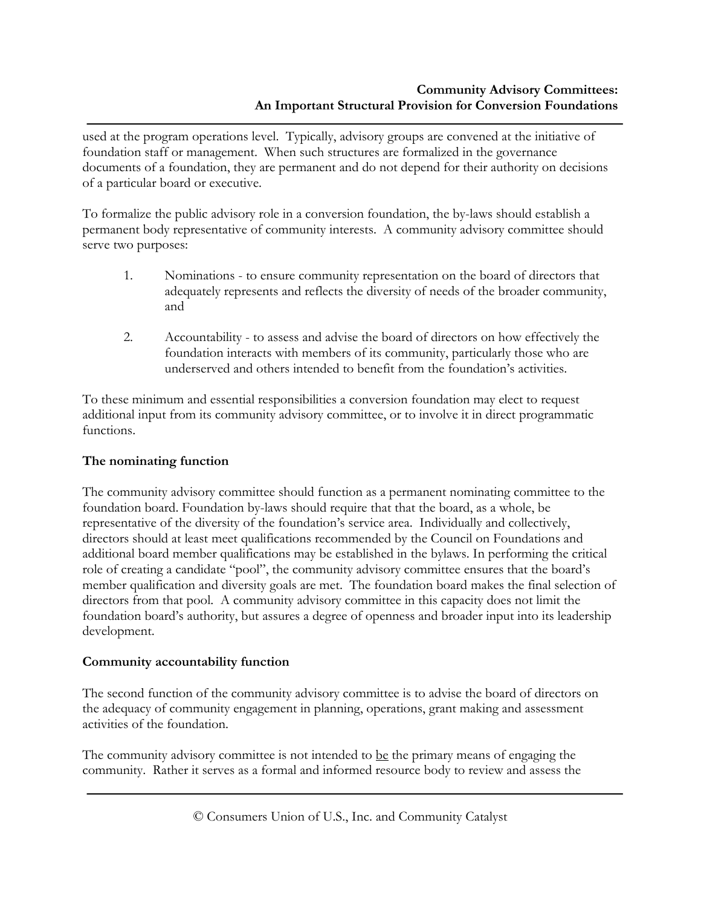used at the program operations level. Typically, advisory groups are convened at the initiative of foundation staff or management. When such structures are formalized in the governance documents of a foundation, they are permanent and do not depend for their authority on decisions of a particular board or executive.

To formalize the public advisory role in a conversion foundation, the by-laws should establish a permanent body representative of community interests. A community advisory committee should serve two purposes:

1. Nominations - to ensure community representation on the board of directors that adequately represents and reflects the diversity of needs of the broader community, and

2. Accountability - to assess and advise the board of directors on how effectively the foundation interacts with members of its community, particularly those who are underserved and others intended to benefit from the foundation's activities.

To these minimum and essential responsibilities a conversion foundation may elect to request additional input from its community advisory committee, or to involve it in direct programmatic functions.

**The nominating function**

The community advisory committee should function as a permanent nominating committee to the foundation board. Foundation by-laws should require that that the board, as a whole, be representative of the diversity of the foundation's service area. Individually and collectively, directors should at least meet qualifications recommended by the Council on Foundations and additional board member qualifications may be established in the bylaws. In performing the critical role of creating a candidate "pool", the community advisory committee ensures that the board's member qualification and diversity goals are met. The foundation board makes the final selection of directors from that pool. A community advisory committee in this capacity does not limit the foundation board's authority, but assures a degree of openness and broader input into its leadership development.

**Community accountability function**

The second function of the community advisory committee is to advise the board of directors on the adequacy of community engagement in planning, operations, grant making and assessment activities of the foundation.

The community advisory committee is not intended to <u>be</u> the primary means of engaging the community. Rather it serves as a formal and informed resource body to review and assess the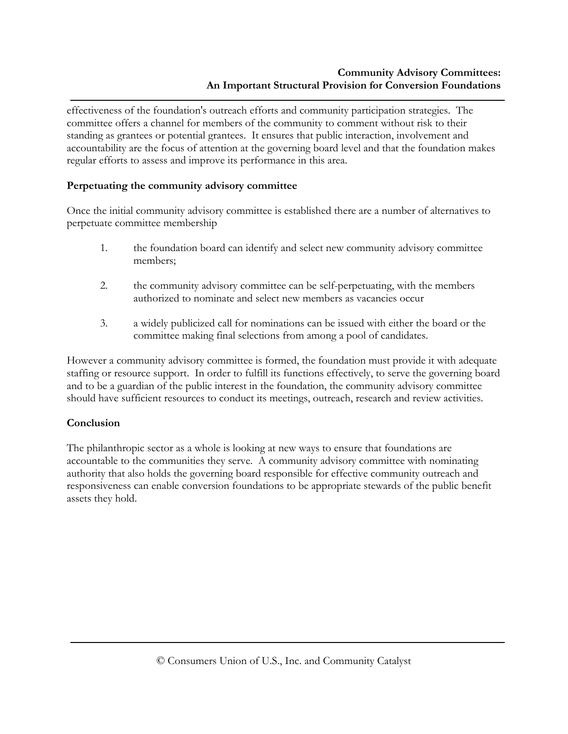effectiveness of the foundation's outreach efforts and community participation strategies. The committee offers a channel for members of the community to comment without risk to their standing as grantees or potential grantees. It ensures that public interaction, involvement and accountability are the focus of attention at the governing board level and that the foundation makes regular efforts to assess and improve its performance in this area.

**Perpetuating the community advisory committee**

Once the initial community advisory committee is established there are a number of alternatives to perpetuate committee membership

1. the foundation board can identify and select new community advisory committee members;

2. the community advisory committee can be self-perpetuating, with the members authorized to nominate and select new members as vacancies occur

3. a widely publicized call for nominations can be issued with either the board or the committee making final selections from among a pool of candidates.

However a community advisory committee is formed, the foundation must provide it with adequate staffing or resource support. In order to fulfill its functions effectively, to serve the governing board and to be a guardian of the public interest in the foundation, the community advisory committee should have sufficient resources to conduct its meetings, outreach, research and review activities.

**Conclusion**

The philanthropic sector as a whole is looking at new ways to ensure that foundations are accountable to the communities they serve. A community advisory committee with nominating authority that also holds the governing board responsible for effective community outreach and responsiveness can enable conversion foundations to be appropriate stewards of the public benefit assets they hold.